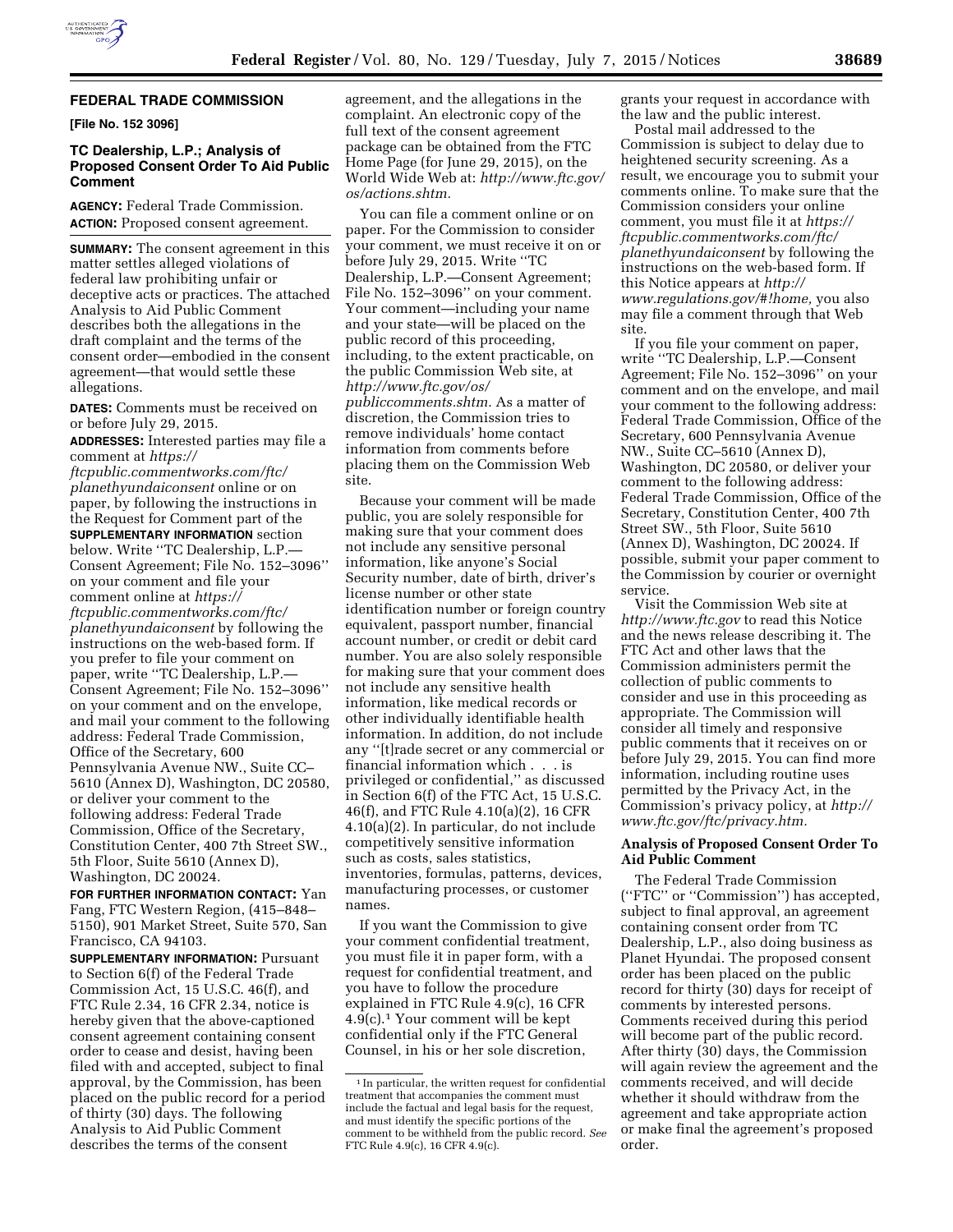## FEDERAL TRADE COMMISSION

**[File No. 152 3096]**

### TC Dealership, L.P.; Analysis of Proposed Consent Order To Aid Public Comment

**AGENCY:** Federal Trade Commission.

**ACTION:** Proposed consent agreement.

**SUMMARY:** The consent agreement in this matter settles alleged violations of federal law prohibiting unfair or deceptive acts or practices. The attached Analysis to Aid Public Comment describes both the allegations in the draft complaint and the terms of the consent order—embodied in the consent agreement—that would settle these allegations.

**DATES:** Comments must be received on or before July 29, 2015.

**ADDRESSES:** Interested parties may file a comment at *https://ftcpublic.commentworks.com/ftc/planethyundaiconsent* online or on paper, by following the instructions in the Request for Comment part of the **SUPPLEMENTARY INFORMATION** section below. Write ''TC Dealership, L.P.—Consent Agreement; File No. 152–3096'' on your comment and file your comment online at *https://ftcpublic.commentworks.com/ftc/planethyundaiconsent* by following the instructions on the web-based form. If you prefer to file your comment on paper, write ''TC Dealership, L.P.—Consent Agreement; File No. 152–3096'' on your comment and on the envelope, and mail your comment to the following address: Federal Trade Commission, Office of the Secretary, 600 Pennsylvania Avenue NW., Suite CC–5610 (Annex D), Washington, DC 20580, or deliver your comment to the following address: Federal Trade Commission, Office of the Secretary, Constitution Center, 400 7th Street SW., 5th Floor, Suite 5610 (Annex D), Washington, DC 20024.

**FOR FURTHER INFORMATION CONTACT:** Yan Fang, FTC Western Region, (415–848–5150), 901 Market Street, Suite 570, San Francisco, CA 94103.

**SUPPLEMENTARY INFORMATION:** Pursuant to Section 6(f) of the Federal Trade Commission Act, 15 U.S.C. 46(f), and FTC Rule 2.34, 16 CFR 2.34, notice is hereby given that the above-captioned consent agreement containing consent order to cease and desist, having been filed with and accepted, subject to final approval, by the Commission, has been placed on the public record for a period of thirty (30) days. The following Analysis to Aid Public Comment describes the terms of the consent agreement, and the allegations in the complaint. An electronic copy of the full text of the consent agreement package can be obtained from the FTC Home Page (for June 29, 2015), on the World Wide Web at: *http://www.ftc.gov/os/actions.shtm.*

You can file a comment online or on paper. For the Commission to consider your comment, we must receive it on or before July 29, 2015. Write ''TC Dealership, L.P.—Consent Agreement; File No. 152–3096'' on your comment. Your comment—including your name and your state—will be placed on the public record of this proceeding, including, to the extent practicable, on the public Commission Web site, at *http://www.ftc.gov/os/publiccomments.shtm.* As a matter of discretion, the Commission tries to remove individuals' home contact information from comments before placing them on the Commission Web site.

Because your comment will be made public, you are solely responsible for making sure that your comment does not include any sensitive personal information, like anyone's Social Security number, date of birth, driver's license number or other state identification number or foreign country equivalent, passport number, financial account number, or credit or debit card number. You are also solely responsible for making sure that your comment does not include any sensitive health information, like medical records or other individually identifiable health information. In addition, do not include any ''[t]rade secret or any commercial or financial information which . . . is privileged or confidential,'' as discussed in Section 6(f) of the FTC Act, 15 U.S.C. 46(f), and FTC Rule 4.10(a)(2), 16 CFR 4.10(a)(2). In particular, do not include competitively sensitive information such as costs, sales statistics, inventories, formulas, patterns, devices, manufacturing processes, or customer names.

If you want the Commission to give your comment confidential treatment, you must file it in paper form, with a request for confidential treatment, and you have to follow the procedure explained in FTC Rule 4.9(c), 16 CFR 4.9(c).[1] Your comment will be kept confidential only if the FTC General Counsel, in his or her sole discretion, grants your request in accordance with the law and the public interest.

Postal mail addressed to the Commission is subject to delay due to heightened security screening. As a result, we encourage you to submit your comments online. To make sure that the Commission considers your online comment, you must file it at *https://ftcpublic.commentworks.com/ftc/planethyundaiconsent* by following the instructions on the web-based form. If this Notice appears at *http://www.regulations.gov/#!home,* you also may file a comment through that Web site.

If you file your comment on paper, write ''TC Dealership, L.P.—Consent Agreement; File No. 152–3096'' on your comment and on the envelope, and mail your comment to the following address: Federal Trade Commission, Office of the Secretary, 600 Pennsylvania Avenue NW., Suite CC–5610 (Annex D), Washington, DC 20580, or deliver your comment to the following address: Federal Trade Commission, Office of the Secretary, Constitution Center, 400 7th Street SW., 5th Floor, Suite 5610 (Annex D), Washington, DC 20024. If possible, submit your paper comment to the Commission by courier or overnight service.

Visit the Commission Web site at *http://www.ftc.gov* to read this Notice and the news release describing it. The FTC Act and other laws that the Commission administers permit the collection of public comments to consider and use in this proceeding as appropriate. The Commission will consider all timely and responsive public comments that it receives on or before July 29, 2015. You can find more information, including routine uses permitted by the Privacy Act, in the Commission's privacy policy, at *http://www.ftc.gov/ftc/privacy.htm.*

### Analysis of Proposed Consent Order To Aid Public Comment

The Federal Trade Commission (''FTC'' or ''Commission'') has accepted, subject to final approval, an agreement containing consent order from TC Dealership, L.P., also doing business as Planet Hyundai. The proposed consent order has been placed on the public record for thirty (30) days for receipt of comments by interested persons. Comments received during this period will become part of the public record. After thirty (30) days, the Commission will again review the agreement and the comments received, and will decide whether it should withdraw from the agreement and take appropriate action or make final the agreement's proposed order.

---

[1] In particular, the written request for confidential treatment that accompanies the comment must include the factual and legal basis for the request, and must identify the specific portions of the comment to be withheld from the public record. *See* FTC Rule 4.9(c), 16 CFR 4.9(c).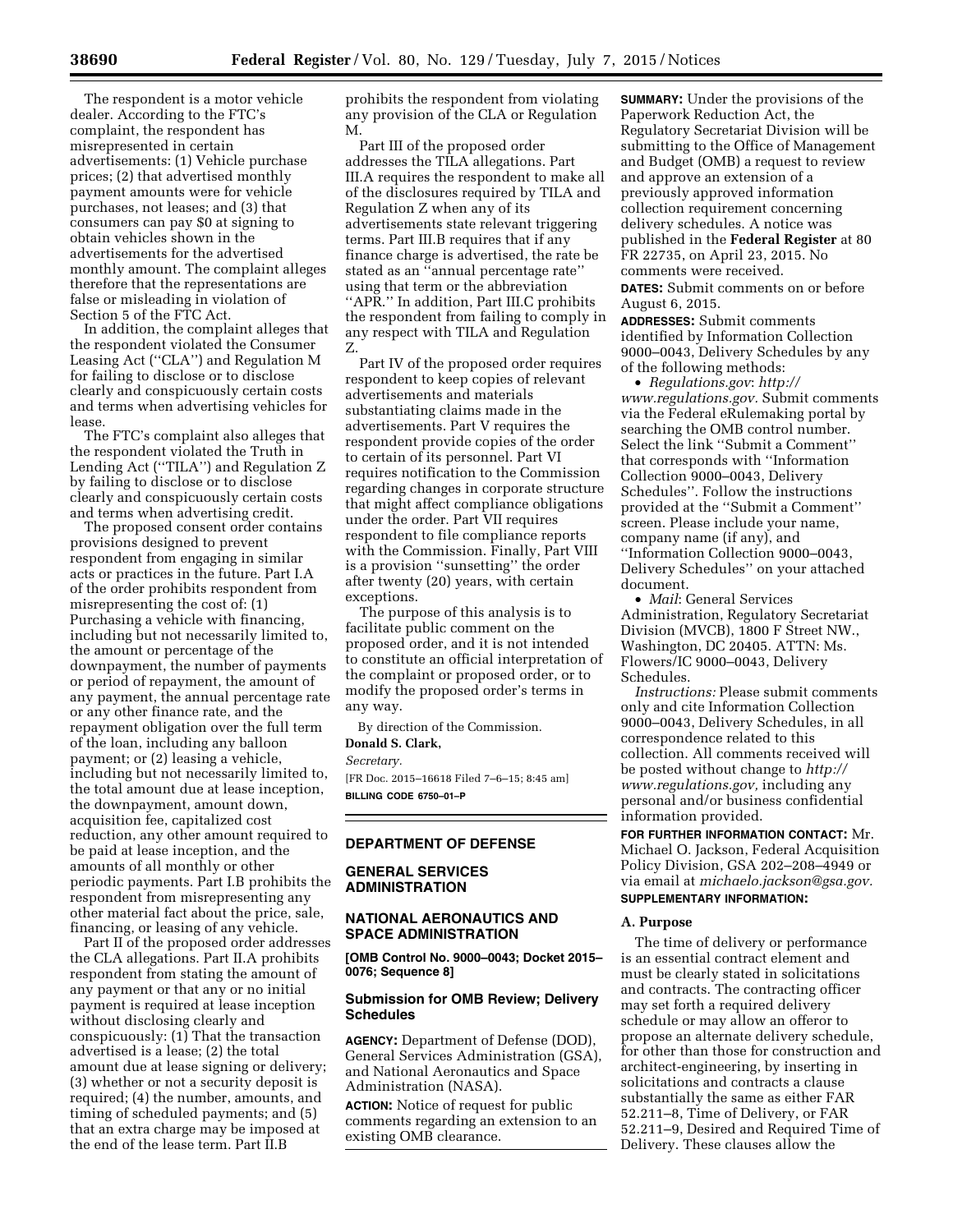The respondent is a motor vehicle dealer. According to the FTC's complaint, the respondent has misrepresented in certain advertisements: (1) Vehicle purchase prices; (2) that advertised monthly payment amounts were for vehicle purchases, not leases; and (3) that consumers can pay $0 at signing to obtain vehicles shown in the advertisements for the advertised monthly amount. The complaint alleges therefore that the representations are false or misleading in violation of Section 5 of the FTC Act.

In addition, the complaint alleges that the respondent violated the Consumer Leasing Act (''CLA'') and Regulation M for failing to disclose or to disclose clearly and conspicuously certain costs and terms when advertising vehicles for lease.

The FTC's complaint also alleges that the respondent violated the Truth in Lending Act (''TILA'') and Regulation Z by failing to disclose or to disclose clearly and conspicuously certain costs and terms when advertising credit.

The proposed consent order contains provisions designed to prevent respondent from engaging in similar acts or practices in the future. Part I.A of the order prohibits respondent from misrepresenting the cost of: (1) Purchasing a vehicle with financing, including but not necessarily limited to, the amount or percentage of the downpayment, the number of payments or period of repayment, the amount of any payment, the annual percentage rate or any other finance rate, and the repayment obligation over the full term of the loan, including any balloon payment; or (2) leasing a vehicle, including but not necessarily limited to, the total amount due at lease inception, the downpayment, amount down, acquisition fee, capitalized cost reduction, any other amount required to be paid at lease inception, and the amounts of all monthly or other periodic payments. Part I.B prohibits the respondent from misrepresenting any other material fact about the price, sale, financing, or leasing of any vehicle.

Part II of the proposed order addresses the CLA allegations. Part II.A prohibits respondent from stating the amount of any payment or that any or no initial payment is required at lease inception without disclosing clearly and conspicuously: (1) That the transaction advertised is a lease; (2) the total amount due at lease signing or delivery; (3) whether or not a security deposit is required; (4) the number, amounts, and timing of scheduled payments; and (5) that an extra charge may be imposed at the end of the lease term. Part II.B prohibits the respondent from violating any provision of the CLA or Regulation M.

Part III of the proposed order addresses the TILA allegations. Part III.A requires the respondent to make all of the disclosures required by TILA and Regulation Z when any of its advertisements state relevant triggering terms. Part III.B requires that if any finance charge is advertised, the rate be stated as an ''annual percentage rate'' using that term or the abbreviation ''APR.'' In addition, Part III.C prohibits the respondent from failing to comply in any respect with TILA and Regulation Z.

Part IV of the proposed order requires respondent to keep copies of relevant advertisements and materials substantiating claims made in the advertisements. Part V requires the respondent provide copies of the order to certain of its personnel. Part VI requires notification to the Commission regarding changes in corporate structure that might affect compliance obligations under the order. Part VII requires respondent to file compliance reports with the Commission. Finally, Part VIII is a provision ''sunsetting'' the order after twenty (20) years, with certain exceptions.

The purpose of this analysis is to facilitate public comment on the proposed order, and it is not intended to constitute an official interpretation of the complaint or proposed order, or to modify the proposed order's terms in any way.

By direction of the Commission.

**Donald S. Clark,**

*Secretary.*

[FR Doc. 2015–16618 Filed 7–6–15; 8:45 am]

**BILLING CODE 6750–01–P**

---

## DEPARTMENT OF DEFENSE

## GENERAL SERVICES ADMINISTRATION

## NATIONAL AERONAUTICS AND SPACE ADMINISTRATION

**[OMB Control No. 9000–0043; Docket 2015–0076; Sequence 8]**

### Submission for OMB Review; Delivery Schedules

**AGENCY:** Department of Defense (DOD), General Services Administration (GSA), and National Aeronautics and Space Administration (NASA).

**ACTION:** Notice of request for public comments regarding an extension to an existing OMB clearance.

**SUMMARY:** Under the provisions of the Paperwork Reduction Act, the Regulatory Secretariat Division will be submitting to the Office of Management and Budget (OMB) a request to review and approve an extension of a previously approved information collection requirement concerning delivery schedules. A notice was published in the **Federal Register** at 80 FR 22735, on April 23, 2015. No comments were received.

**DATES:** Submit comments on or before August 6, 2015.

**ADDRESSES:** Submit comments identified by Information Collection 9000–0043, Delivery Schedules by any of the following methods:

- *Regulations.gov*: *http://www.regulations.gov.* Submit comments via the Federal eRulemaking portal by searching the OMB control number. Select the link ''Submit a Comment'' that corresponds with ''Information Collection 9000–0043, Delivery Schedules''. Follow the instructions provided at the ''Submit a Comment'' screen. Please include your name, company name (if any), and ''Information Collection 9000–0043, Delivery Schedules'' on your attached document.
- *Mail*: General Services Administration, Regulatory Secretariat Division (MVCB), 1800 F Street NW., Washington, DC 20405. ATTN: Ms. Flowers/IC 9000–0043, Delivery Schedules.

*Instructions:* Please submit comments only and cite Information Collection 9000–0043, Delivery Schedules, in all correspondence related to this collection. All comments received will be posted without change to *http://www.regulations.gov,* including any personal and/or business confidential information provided.

**FOR FURTHER INFORMATION CONTACT:** Mr. Michael O. Jackson, Federal Acquisition Policy Division, GSA 202–208–4949 or via email at *michaelo.jackson@gsa.gov.*

**SUPPLEMENTARY INFORMATION:**

#### A. Purpose

The time of delivery or performance is an essential contract element and must be clearly stated in solicitations and contracts. The contracting officer may set forth a required delivery schedule or may allow an offeror to propose an alternate delivery schedule, for other than those for construction and architect-engineering, by inserting in solicitations and contracts a clause substantially the same as either FAR 52.211–8, Time of Delivery, or FAR 52.211–9, Desired and Required Time of Delivery. These clauses allow the